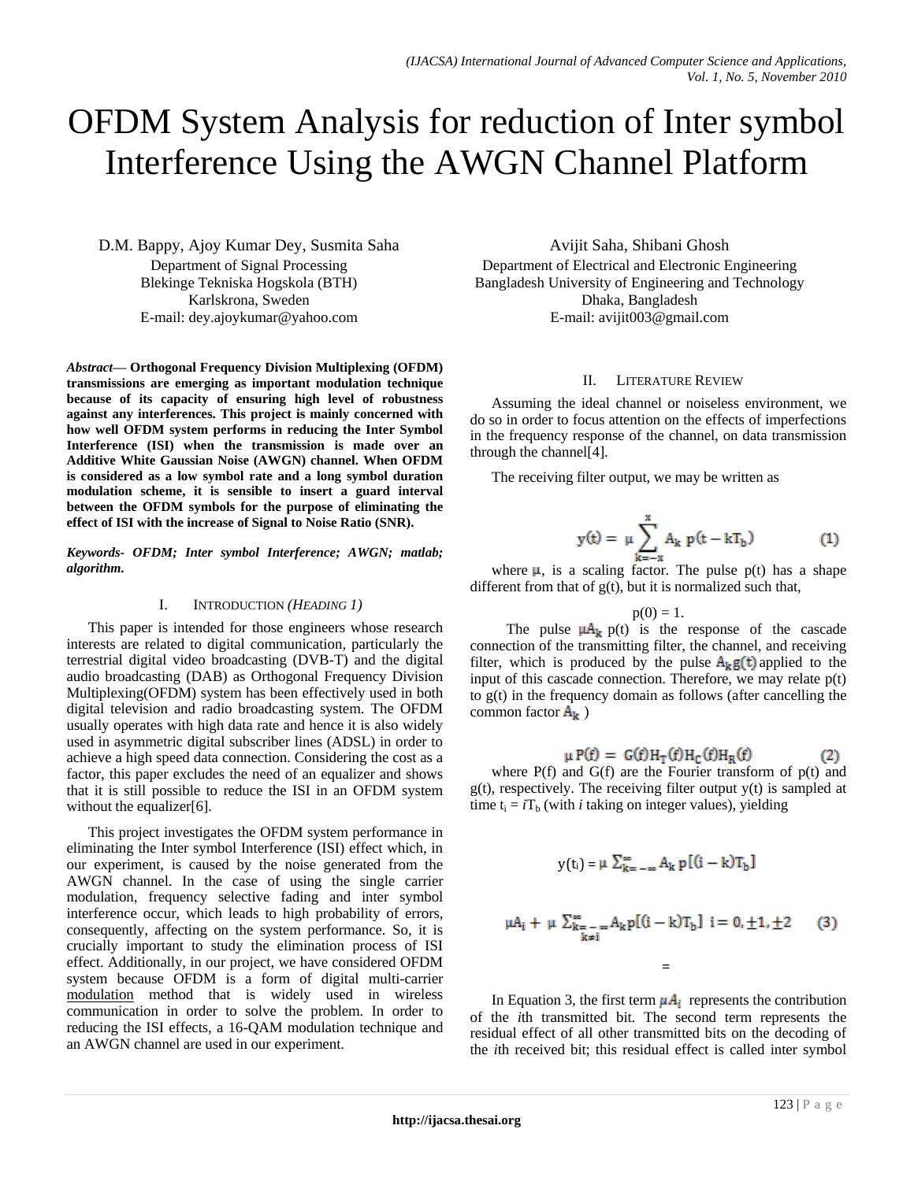# OFDM System Analysis for reduction of Inter symbol Interference Using the AWGN Channel Platform

D.M. Bappy, Ajoy Kumar Dey, Susmita Saha
Department of Signal Processing
Blekinge Tekniska Hogskola (BTH)
Karlskrona, Sweden
E-mail: dey.ajoykumar@yahoo.com

Avijit Saha, Shibani Ghosh
Department of Electrical and Electronic Engineering
Bangladesh University of Engineering and Technology
Dhaka, Bangladesh
E-mail: avijit003@gmail.com

***Abstract*— Orthogonal Frequency Division Multiplexing (OFDM) transmissions are emerging as important modulation technique because of its capacity of ensuring high level of robustness against any interferences. This project is mainly concerned with how well OFDM system performs in reducing the Inter Symbol Interference (ISI) when the transmission is made over an Additive White Gaussian Noise (AWGN) channel. When OFDM is considered as a low symbol rate and a long symbol duration modulation scheme, it is sensible to insert a guard interval between the OFDM symbols for the purpose of eliminating the effect of ISI with the increase of Signal to Noise Ratio (SNR).**

***Keywords- OFDM; Inter symbol Interference; AWGN; matlab; algorithm.***

## I. INTRODUCTION *(HEADING 1)*

This paper is intended for those engineers whose research interests are related to digital communication, particularly the terrestrial digital video broadcasting (DVB-T) and the digital audio broadcasting (DAB) as Orthogonal Frequency Division Multiplexing(OFDM) system has been effectively used in both digital television and radio broadcasting system. The OFDM usually operates with high data rate and hence it is also widely used in asymmetric digital subscriber lines (ADSL) in order to achieve a high speed data connection. Considering the cost as a factor, this paper excludes the need of an equalizer and shows that it is still possible to reduce the ISI in an OFDM system without the equalizer[6].

This project investigates the OFDM system performance in eliminating the Inter symbol Interference (ISI) effect which, in our experiment, is caused by the noise generated from the AWGN channel. In the case of using the single carrier modulation, frequency selective fading and inter symbol interference occur, which leads to high probability of errors, consequently, affecting on the system performance. So, it is crucially important to study the elimination process of ISI effect. Additionally, in our project, we have considered OFDM system because OFDM is a form of digital multi-carrier modulation method that is widely used in wireless communication in order to solve the problem. In order to reducing the ISI effects, a 16-QAM modulation technique and an AWGN channel are used in our experiment.

## II. LITERATURE REVIEW

Assuming the ideal channel or noiseless environment, we do so in order to focus attention on the effects of imperfections in the frequency response of the channel, on data transmission through the channel[4].

The receiving filter output, we may be written as

$$y(t) = \mu \sum_{k=-x}^{x} A_k \, p(t - kT_b) \qquad (1)$$

where $\mu$, is a scaling factor. The pulse p(t) has a shape different from that of g(t), but it is normalized such that,

$$p(0) = 1.$$

The pulse $\mu A_k$ p(t) is the response of the cascade connection of the transmitting filter, the channel, and receiving filter, which is produced by the pulse $A_k g(t)$ applied to the input of this cascade connection. Therefore, we may relate p(t) to g(t) in the frequency domain as follows (after cancelling the common factor $A_k$ )

$$\mu P(f) = G(f) H_T(f) H_C(f) H_R(f) \qquad (2)$$

where P(f) and G(f) are the Fourier transform of p(t) and g(t), respectively. The receiving filter output y(t) is sampled at time $t_i = iT_b$ (with *i* taking on integer values), yielding

$$y(t_i) = \mu \sum_{k=-\infty}^{\infty} A_k \, p[(i-k)T_b]$$

$$= \mu A_i + \mu \sum_{\substack{k=-\infty \\ k\neq i}}^{\infty} A_k p[(i-k)T_b] \quad i = 0, \pm 1, \pm 2 \qquad (3)$$

In Equation 3, the first term $\mu A_i$ represents the contribution of the *i*th transmitted bit. The second term represents the residual effect of all other transmitted bits on the decoding of the *i*th received bit; this residual effect is called inter symbol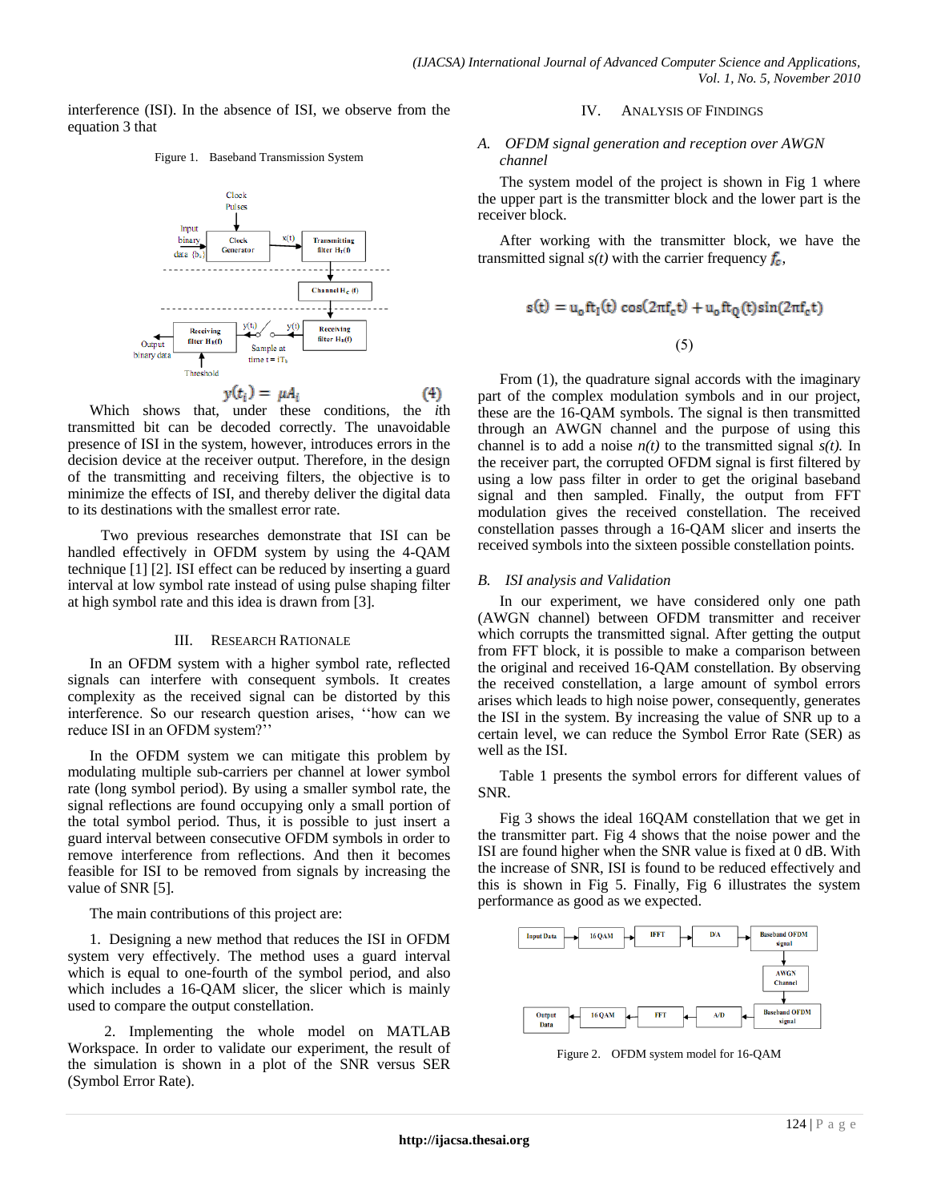interference (ISI). In the absence of ISI, we observe from the equation 3 that

Figure 1. Baseband Transmission System

$$y(t_i) = \mu A_i \quad (4)$$

Which shows that, under these conditions, the *i*th transmitted bit can be decoded correctly. The unavoidable presence of ISI in the system, however, introduces errors in the decision device at the receiver output. Therefore, in the design of the transmitting and receiving filters, the objective is to minimize the effects of ISI, and thereby deliver the digital data to its destinations with the smallest error rate.

Two previous researches demonstrate that ISI can be handled effectively in OFDM system by using the 4-QAM technique [1] [2]. ISI effect can be reduced by inserting a guard interval at low symbol rate instead of using pulse shaping filter at high symbol rate and this idea is drawn from [3].

## III. Research Rationale

In an OFDM system with a higher symbol rate, reflected signals can interfere with consequent symbols. It creates complexity as the received signal can be distorted by this interference. So our research question arises, ''how can we reduce ISI in an OFDM system?''

In the OFDM system we can mitigate this problem by modulating multiple sub-carriers per channel at lower symbol rate (long symbol period). By using a smaller symbol rate, the signal reflections are found occupying only a small portion of the total symbol period. Thus, it is possible to just insert a guard interval between consecutive OFDM symbols in order to remove interference from reflections. And then it becomes feasible for ISI to be removed from signals by increasing the value of SNR [5].

The main contributions of this project are:

1. Designing a new method that reduces the ISI in OFDM system very effectively. The method uses a guard interval which is equal to one-fourth of the symbol period, and also which includes a 16-QAM slicer, the slicer which is mainly used to compare the output constellation.

2. Implementing the whole model on MATLAB Workspace. In order to validate our experiment, the result of the simulation is shown in a plot of the SNR versus SER (Symbol Error Rate).

## IV. Analysis of Findings

### A. OFDM signal generation and reception over AWGN channel

The system model of the project is shown in Fig 1 where the upper part is the transmitter block and the lower part is the receiver block.

After working with the transmitter block, we have the transmitted signal $s(t)$ with the carrier frequency $f_c$,

$$s(t) = u_o f t_I(t)\cos(2\pi f_c t) + u_o f t_Q(t)\sin(2\pi f_c t) \quad (5)$$

From (1), the quadrature signal accords with the imaginary part of the complex modulation symbols and in our project, these are the 16-QAM symbols. The signal is then transmitted through an AWGN channel and the purpose of using this channel is to add a noise $n(t)$ to the transmitted signal $s(t)$. In the receiver part, the corrupted OFDM signal is first filtered by using a low pass filter in order to get the original baseband signal and then sampled. Finally, the output from FFT modulation gives the received constellation. The received constellation passes through a 16-QAM slicer and inserts the received symbols into the sixteen possible constellation points.

### B. ISI analysis and Validation

In our experiment, we have considered only one path (AWGN channel) between OFDM transmitter and receiver which corrupts the transmitted signal. After getting the output from FFT block, it is possible to make a comparison between the original and received 16-QAM constellation. By observing the received constellation, a large amount of symbol errors arises which leads to high noise power, consequently, generates the ISI in the system. By increasing the value of SNR up to a certain level, we can reduce the Symbol Error Rate (SER) as well as the ISI.

Table 1 presents the symbol errors for different values of SNR.

Fig 3 shows the ideal 16QAM constellation that we get in the transmitter part. Fig 4 shows that the noise power and the ISI are found higher when the SNR value is fixed at 0 dB. With the increase of SNR, ISI is found to be reduced effectively and this is shown in Fig 5. Finally, Fig 6 illustrates the system performance as good as we expected.

Figure 2. OFDM system model for 16-QAM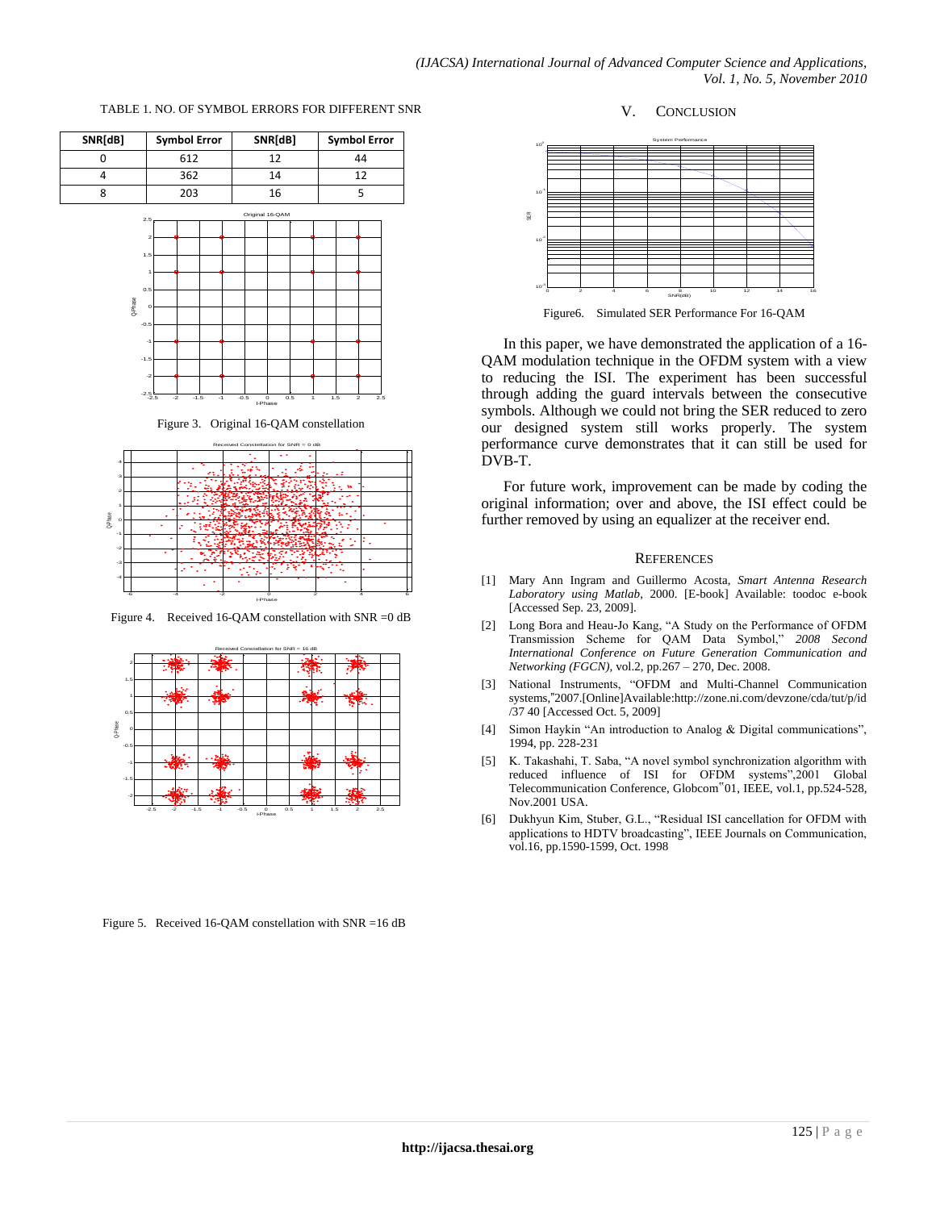TABLE 1. NO. OF SYMBOL ERRORS FOR DIFFERENT SNR

| SNR[dB] | Symbol Error | SNR[dB] | Symbol Error |
|---|---|---|---|
| 0 | 612 | 12 | 44 |
| 4 | 362 | 14 | 12 |
| 8 | 203 | 16 | 5 |

Original 16-QAM

Q-Phase

I-Phase

2.5
2
1.5
1
0.5
0
-0.5
-1
-1.5
-2
-2.5

-2.5 -2 -1.5 -1 -0.5 0 0.5 1 1.5 2 2.5

Figure 3. Original 16-QAM constellation

Received Constellation for SNR = 0 dB

Q-Phase

I-Phase

4
3
2
1
0
-1
-2
-3
-4

-6 -4 -2 0 2 4 6

Figure 4. Received 16-QAM constellation with SNR =0 dB

Received Constellation for SNR = 16 dB

Q-Phase

I-Phase

2
1.5
1
0.5
0
-0.5
-1
-1.5
-2

-2.5 -2 -1.5 -1 -0.5 0 0.5 1 1.5 2 2.5

Figure 5. Received 16-QAM constellation with SNR =16 dB

## V. CONCLUSION

System Performance

SER

SNR(dB)

$10^0$
$10^{-1}$
$10^{-2}$
$10^{-3}$

0 2 4 6 8 10 12 14 16

Figure6. Simulated SER Performance For 16-QAM

In this paper, we have demonstrated the application of a 16-QAM modulation technique in the OFDM system with a view to reducing the ISI. The experiment has been successful through adding the guard intervals between the consecutive symbols. Although we could not bring the SER reduced to zero our designed system still works properly. The system performance curve demonstrates that it can still be used for DVB-T.

For future work, improvement can be made by coding the original information; over and above, the ISI effect could be further removed by using an equalizer at the receiver end.

## REFERENCES

[1] Mary Ann Ingram and Guillermo Acosta, *Smart Antenna Research Laboratory using Matlab*, 2000. [E-book] Available: toodoc e-book [Accessed Sep. 23, 2009].

[2] Long Bora and Heau-Jo Kang, "A Study on the Performance of OFDM Transmission Scheme for QAM Data Symbol," *2008 Second International Conference on Future Generation Communication and Networking (FGCN)*, vol.2, pp.267 – 270, Dec. 2008.

[3] National Instruments, "OFDM and Multi-Channel Communication systems,"2007.[Online]Available:http://zone.ni.com/devzone/cda/tut/p/id/37 40 [Accessed Oct. 5, 2009]

[4] Simon Haykin "An introduction to Analog & Digital communications", 1994, pp. 228-231

[5] K. Takashahi, T. Saba, "A novel symbol synchronization algorithm with reduced influence of ISI for OFDM systems",2001 Global Telecommunication Conference, Globcom"01, IEEE, vol.1, pp.524-528, Nov.2001 USA.

[6] Dukhyun Kim, Stuber, G.L., "Residual ISI cancellation for OFDM with applications to HDTV broadcasting", IEEE Journals on Communication, vol.16, pp.1590-1599, Oct. 1998